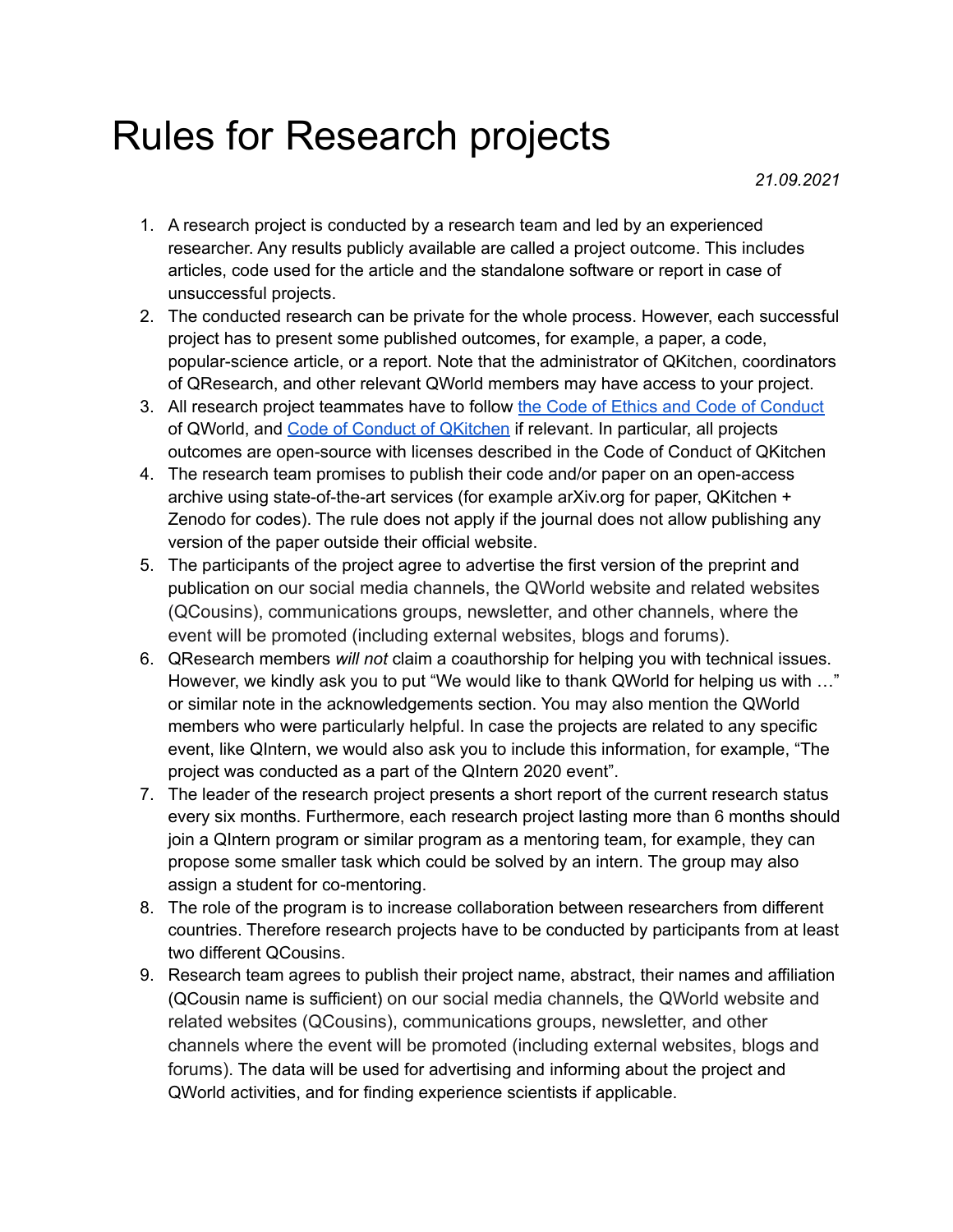# Rules for Research projects

*21.09.2021*

1. A research project is conducted by a research team and led by an experienced researcher. Any results publicly available are called a project outcome. This includes articles, code used for the article and the standalone software or report in case of unsuccessful projects.
2. The conducted research can be private for the whole process. However, each successful project has to present some published outcomes, for example, a paper, a code, popular-science article, or a report. Note that the administrator of QKitchen, coordinators of QResearch, and other relevant QWorld members may have access to your project.
3. All research project teammates have to follow the Code of Ethics and Code of Conduct of QWorld, and Code of Conduct of QKitchen if relevant. In particular, all projects outcomes are open-source with licenses described in the Code of Conduct of QKitchen
4. The research team promises to publish their code and/or paper on an open-access archive using state-of-the-art services (for example arXiv.org for paper, QKitchen + Zenodo for codes). The rule does not apply if the journal does not allow publishing any version of the paper outside their official website.
5. The participants of the project agree to advertise the first version of the preprint and publication on our social media channels, the QWorld website and related websites (QCousins), communications groups, newsletter, and other channels, where the event will be promoted (including external websites, blogs and forums).
6. QResearch members *will not* claim a coauthorship for helping you with technical issues. However, we kindly ask you to put "We would like to thank QWorld for helping us with …" or similar note in the acknowledgements section. You may also mention the QWorld members who were particularly helpful. In case the projects are related to any specific event, like QIntern, we would also ask you to include this information, for example, "The project was conducted as a part of the QIntern 2020 event".
7. The leader of the research project presents a short report of the current research status every six months. Furthermore, each research project lasting more than 6 months should join a QIntern program or similar program as a mentoring team, for example, they can propose some smaller task which could be solved by an intern. The group may also assign a student for co-mentoring.
8. The role of the program is to increase collaboration between researchers from different countries. Therefore research projects have to be conducted by participants from at least two different QCousins.
9. Research team agrees to publish their project name, abstract, their names and affiliation (QCousin name is sufficient) on our social media channels, the QWorld website and related websites (QCousins), communications groups, newsletter, and other channels where the event will be promoted (including external websites, blogs and forums). The data will be used for advertising and informing about the project and QWorld activities, and for finding experience scientists if applicable.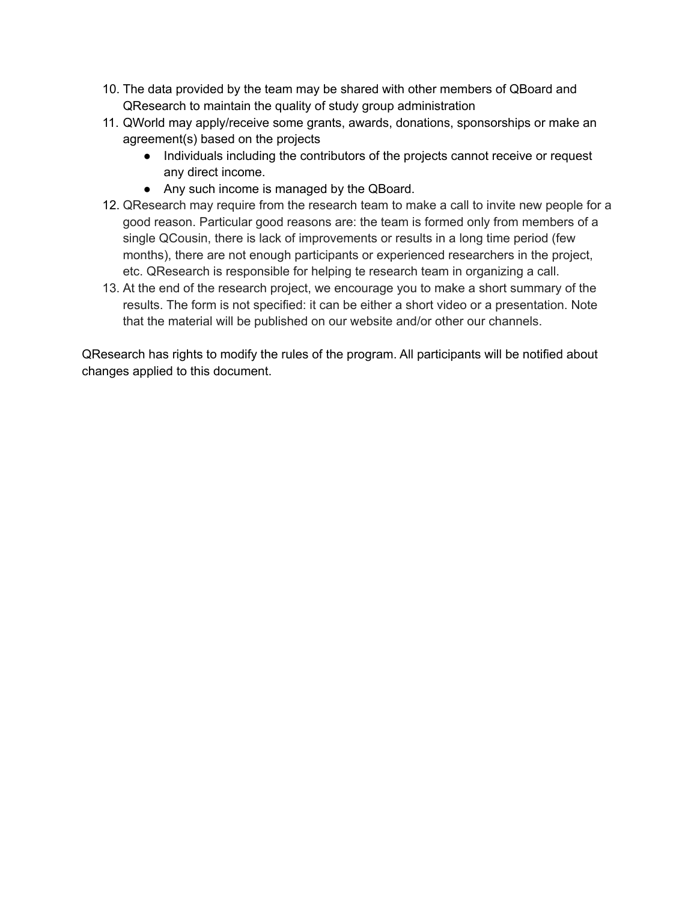10. The data provided by the team may be shared with other members of QBoard and QResearch to maintain the quality of study group administration
11. QWorld may apply/receive some grants, awards, donations, sponsorships or make an agreement(s) based on the projects
    - Individuals including the contributors of the projects cannot receive or request any direct income.
    - Any such income is managed by the QBoard.
12. QResearch may require from the research team to make a call to invite new people for a good reason. Particular good reasons are: the team is formed only from members of a single QCousin, there is lack of improvements or results in a long time period (few months), there are not enough participants or experienced researchers in the project, etc. QResearch is responsible for helping te research team in organizing a call.
13. At the end of the research project, we encourage you to make a short summary of the results. The form is not specified: it can be either a short video or a presentation. Note that the material will be published on our website and/or other our channels.

QResearch has rights to modify the rules of the program. All participants will be notified about changes applied to this document.